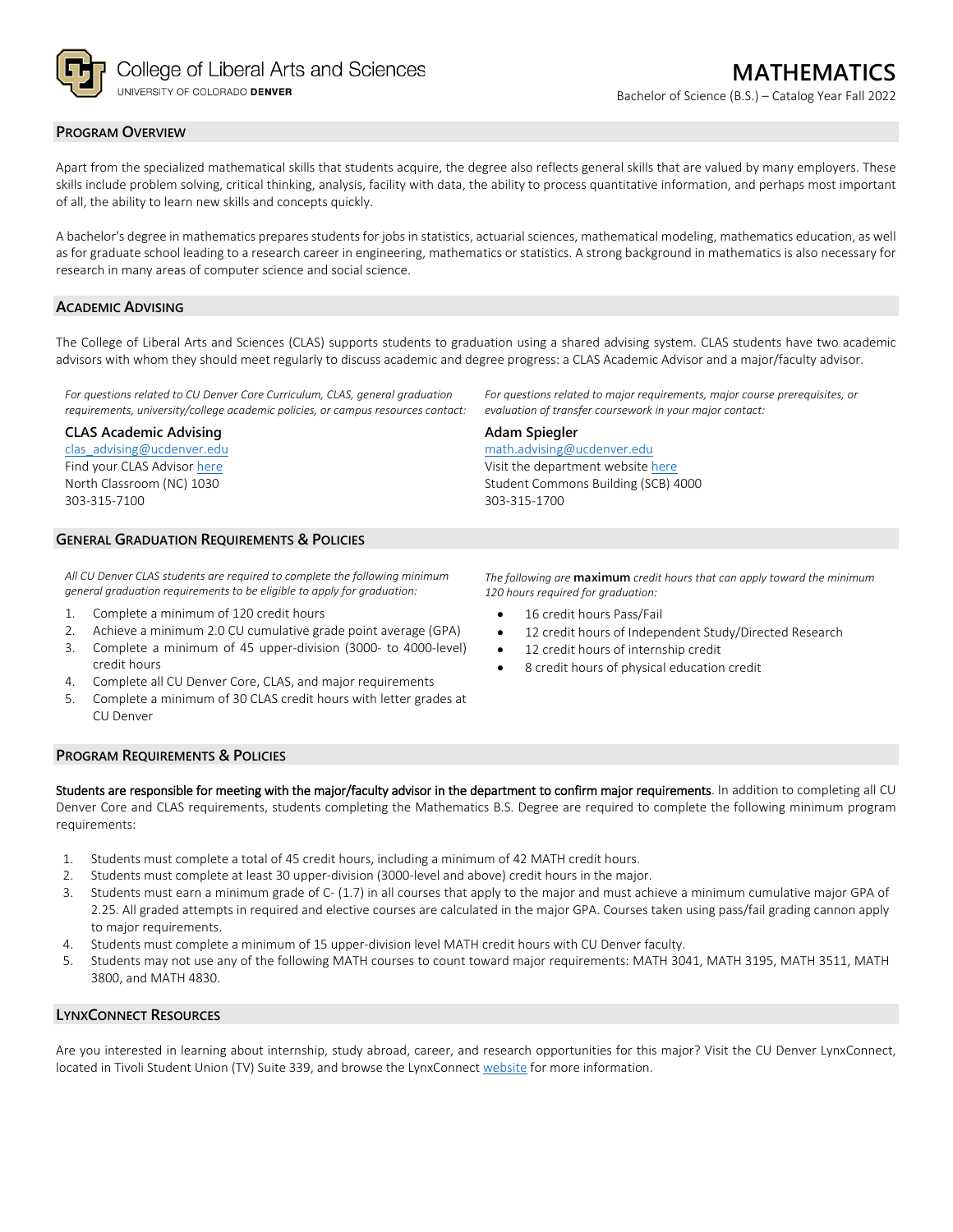College of Liberal Arts and Sciences
UNIVERSITY OF COLORADO **DENVER**

# MATHEMATICS

Bachelor of Science (B.S.) – Catalog Year Fall 2022

## PROGRAM OVERVIEW

Apart from the specialized mathematical skills that students acquire, the degree also reflects general skills that are valued by many employers. These skills include problem solving, critical thinking, analysis, facility with data, the ability to process quantitative information, and perhaps most important of all, the ability to learn new skills and concepts quickly.

A bachelor's degree in mathematics prepares students for jobs in statistics, actuarial sciences, mathematical modeling, mathematics education, as well as for graduate school leading to a research career in engineering, mathematics or statistics. A strong background in mathematics is also necessary for research in many areas of computer science and social science.

## ACADEMIC ADVISING

The College of Liberal Arts and Sciences (CLAS) supports students to graduation using a shared advising system. CLAS students have two academic advisors with whom they should meet regularly to discuss academic and degree progress: a CLAS Academic Advisor and a major/faculty advisor.

*For questions related to CU Denver Core Curriculum, CLAS, general graduation requirements, university/college academic policies, or campus resources contact:*

**CLAS Academic Advising**
clas_advising@ucdenver.edu
Find your CLAS Advisor here
North Classroom (NC) 1030
303-315-7100

*For questions related to major requirements, major course prerequisites, or evaluation of transfer coursework in your major contact:*

**Adam Spiegler**
math.advising@ucdenver.edu
Visit the department website here
Student Commons Building (SCB) 4000
303-315-1700

## GENERAL GRADUATION REQUIREMENTS & POLICIES

*All CU Denver CLAS students are required to complete the following minimum general graduation requirements to be eligible to apply for graduation:*

1. Complete a minimum of 120 credit hours
2. Achieve a minimum 2.0 CU cumulative grade point average (GPA)
3. Complete a minimum of 45 upper-division (3000- to 4000-level) credit hours
4. Complete all CU Denver Core, CLAS, and major requirements
5. Complete a minimum of 30 CLAS credit hours with letter grades at CU Denver

*The following are* **maximum** *credit hours that can apply toward the minimum 120 hours required for graduation:*

- 16 credit hours Pass/Fail
- 12 credit hours of Independent Study/Directed Research
- 12 credit hours of internship credit
- 8 credit hours of physical education credit

## PROGRAM REQUIREMENTS & POLICIES

**Students are responsible for meeting with the major/faculty advisor in the department to confirm major requirements**. In addition to completing all CU Denver Core and CLAS requirements, students completing the Mathematics B.S. Degree are required to complete the following minimum program requirements:

1. Students must complete a total of 45 credit hours, including a minimum of 42 MATH credit hours.
2. Students must complete at least 30 upper-division (3000-level and above) credit hours in the major.
3. Students must earn a minimum grade of C- (1.7) in all courses that apply to the major and must achieve a minimum cumulative major GPA of 2.25. All graded attempts in required and elective courses are calculated in the major GPA. Courses taken using pass/fail grading cannon apply to major requirements.
4. Students must complete a minimum of 15 upper-division level MATH credit hours with CU Denver faculty.
5. Students may not use any of the following MATH courses to count toward major requirements: MATH 3041, MATH 3195, MATH 3511, MATH 3800, and MATH 4830.

## LYNXCONNECT RESOURCES

Are you interested in learning about internship, study abroad, career, and research opportunities for this major? Visit the CU Denver LynxConnect, located in Tivoli Student Union (TV) Suite 339, and browse the LynxConnect website for more information.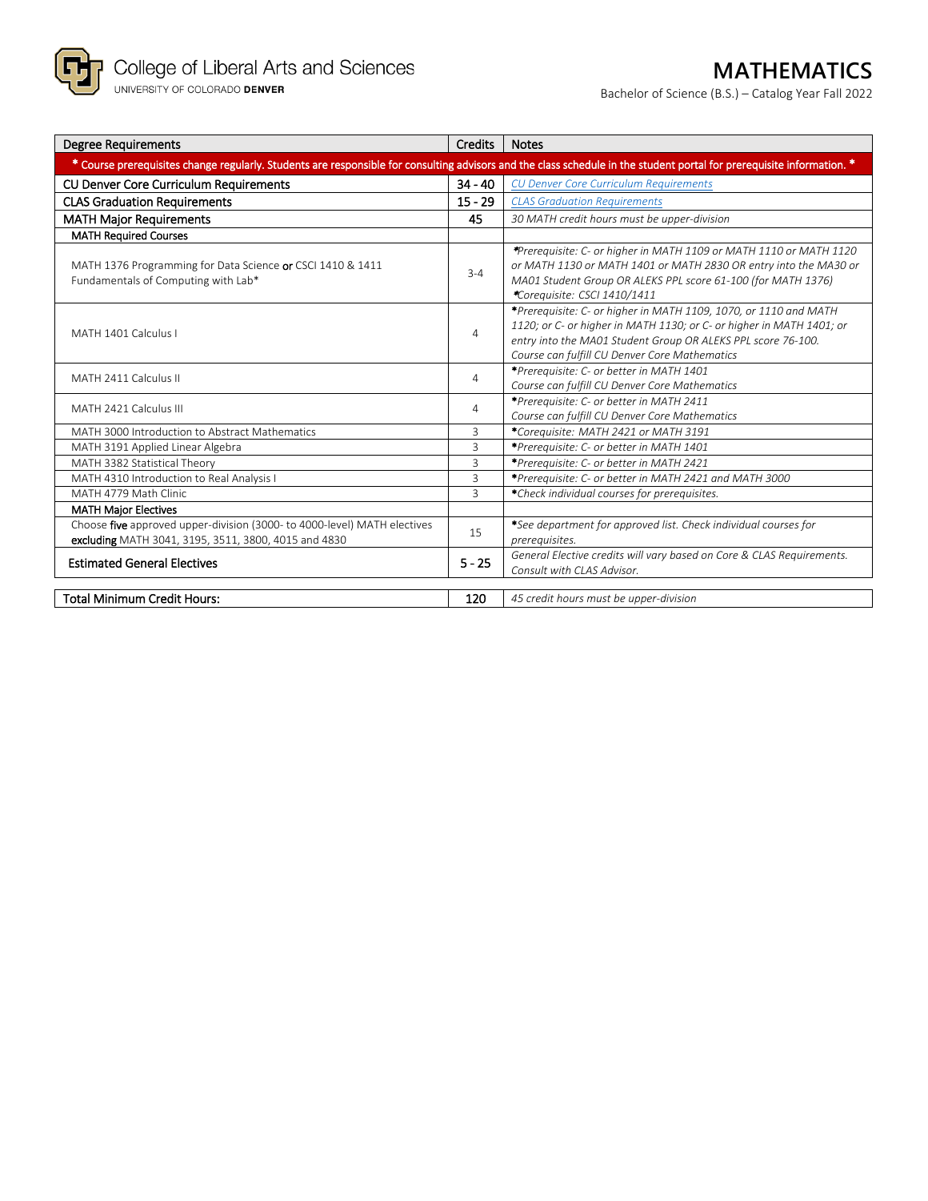College of Liberal Arts and Sciences
UNIVERSITY OF COLORADO **DENVER**

# MATHEMATICS

Bachelor of Science (B.S.) – Catalog Year Fall 2022

| Degree Requirements | Credits | Notes |
|---|---|---|
| **\* Course prerequisites change regularly. Students are responsible for consulting advisors and the class schedule in the student portal for prerequisite information. \*** | | |
| CU Denver Core Curriculum Requirements | 34 - 40 | *CU Denver Core Curriculum Requirements* |
| CLAS Graduation Requirements | 15 - 29 | *CLAS Graduation Requirements* |
| MATH Major Requirements | 45 | *30 MATH credit hours must be upper-division* |
| **MATH Required Courses** | | |
| MATH 1376 Programming for Data Science **or** CSCI 1410 & 1411 Fundamentals of Computing with Lab* | 3-4 | *\*Prerequisite: C- or higher in MATH 1109 or MATH 1110 or MATH 1120 or MATH 1130 or MATH 1401 or MATH 2830 OR entry into the MA30 or MA01 Student Group OR ALEKS PPL score 61-100 (for MATH 1376) \*Corequisite: CSCI 1410/1411* |
| MATH 1401 Calculus I | 4 | *\*Prerequisite: C- or higher in MATH 1109, 1070, or 1110 and MATH 1120; or C- or higher in MATH 1130; or C- or higher in MATH 1401; or entry into the MA01 Student Group OR ALEKS PPL score 76-100. Course can fulfill CU Denver Core Mathematics* |
| MATH 2411 Calculus II | 4 | *\*Prerequisite: C- or better in MATH 1401 Course can fulfill CU Denver Core Mathematics* |
| MATH 2421 Calculus III | 4 | *\*Prerequisite: C- or better in MATH 2411 Course can fulfill CU Denver Core Mathematics* |
| MATH 3000 Introduction to Abstract Mathematics | 3 | *\*Corequisite: MATH 2421 or MATH 3191* |
| MATH 3191 Applied Linear Algebra | 3 | *\*Prerequisite: C- or better in MATH 1401* |
| MATH 3382 Statistical Theory | 3 | *\*Prerequisite: C- or better in MATH 2421* |
| MATH 4310 Introduction to Real Analysis I | 3 | *\*Prerequisite: C- or better in MATH 2421 and MATH 3000* |
| MATH 4779 Math Clinic | 3 | *\*Check individual courses for prerequisites.* |
| **MATH Major Electives** | | |
| Choose **five** approved upper-division (3000- to 4000-level) MATH electives **excluding** MATH 3041, 3195, 3511, 3800, 4015 and 4830 | 15 | *\*See department for approved list. Check individual courses for prerequisites.* |
| Estimated General Electives | 5 - 25 | *General Elective credits will vary based on Core & CLAS Requirements. Consult with CLAS Advisor.* |
| **Total Minimum Credit Hours:** | 120 | *45 credit hours must be upper-division* |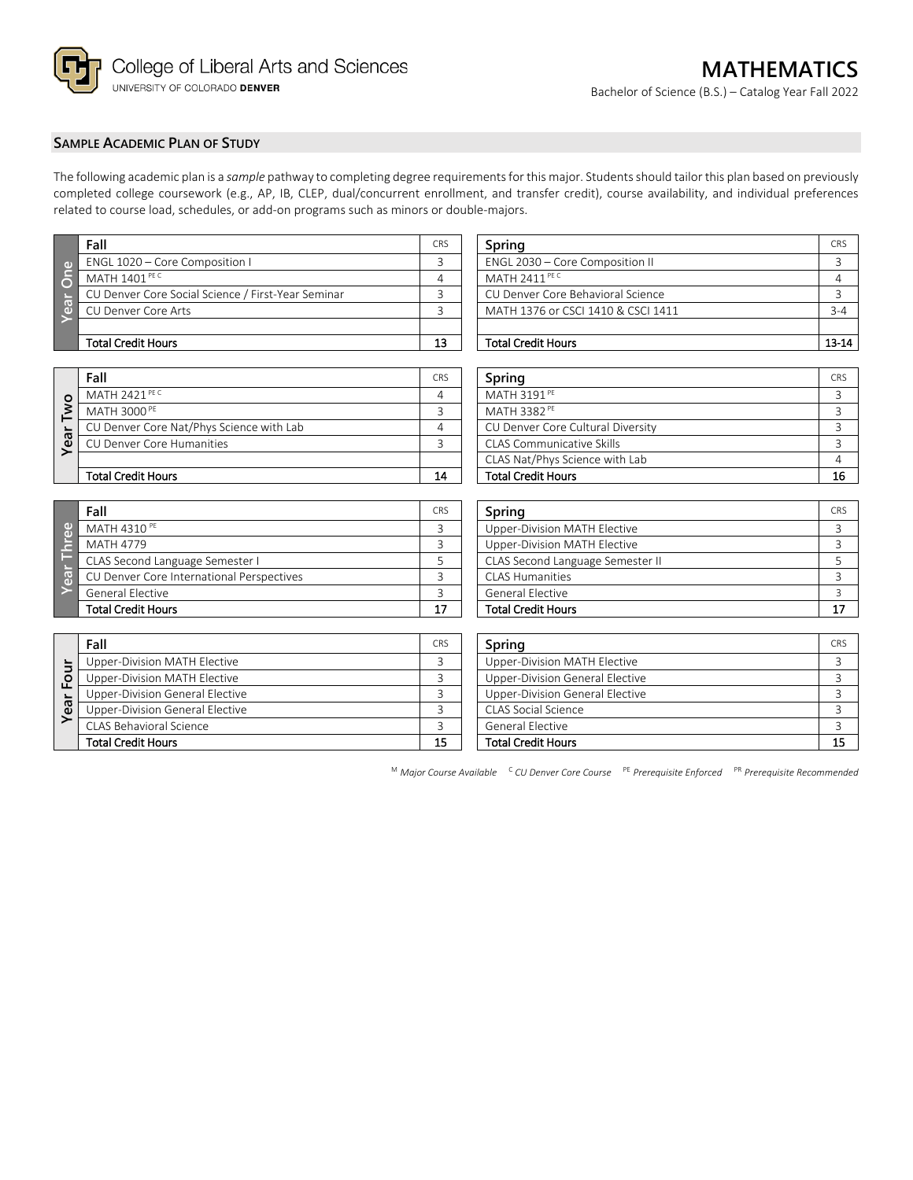College of Liberal Arts and Sciences
UNIVERSITY OF COLORADO DENVER

# MATHEMATICS

Bachelor of Science (B.S.) – Catalog Year Fall 2022

## SAMPLE ACADEMIC PLAN OF STUDY

The following academic plan is a *sample* pathway to completing degree requirements for this major. Students should tailor this plan based on previously completed college coursework (e.g., AP, IB, CLEP, dual/concurrent enrollment, and transfer credit), course availability, and individual preferences related to course load, schedules, or add-on programs such as minors or double-majors.

### Year One

| Fall | CRS | Spring | CRS |
|---|---|---|---|
| ENGL 1020 – Core Composition I | 3 | ENGL 2030 – Core Composition II | 3 |
| MATH 1401 [PE C] | 4 | MATH 2411 [PE C] | 4 |
| CU Denver Core Social Science / First-Year Seminar | 3 | CU Denver Core Behavioral Science | 3 |
| CU Denver Core Arts | 3 | MATH 1376 or CSCI 1410 & CSCI 1411 | 3-4 |
| **Total Credit Hours** | **13** | **Total Credit Hours** | **13-14** |

### Year Two

| Fall | CRS | Spring | CRS |
|---|---|---|---|
| MATH 2421 [PE C] | 4 | MATH 3191 [PE] | 3 |
| MATH 3000 [PE] | 3 | MATH 3382 [PE] | 3 |
| CU Denver Core Nat/Phys Science with Lab | 4 | CU Denver Core Cultural Diversity | 3 |
| CU Denver Core Humanities | 3 | CLAS Communicative Skills | 3 |
| | | CLAS Nat/Phys Science with Lab | 4 |
| **Total Credit Hours** | **14** | **Total Credit Hours** | **16** |

### Year Three

| Fall | CRS | Spring | CRS |
|---|---|---|---|
| MATH 4310 [PE] | 3 | Upper-Division MATH Elective | 3 |
| MATH 4779 | 3 | Upper-Division MATH Elective | 3 |
| CLAS Second Language Semester I | 5 | CLAS Second Language Semester II | 5 |
| CU Denver Core International Perspectives | 3 | CLAS Humanities | 3 |
| General Elective | 3 | General Elective | 3 |
| **Total Credit Hours** | **17** | **Total Credit Hours** | **17** |

### Year Four

| Fall | CRS | Spring | CRS |
|---|---|---|---|
| Upper-Division MATH Elective | 3 | Upper-Division MATH Elective | 3 |
| Upper-Division MATH Elective | 3 | Upper-Division General Elective | 3 |
| Upper-Division General Elective | 3 | Upper-Division General Elective | 3 |
| Upper-Division General Elective | 3 | CLAS Social Science | 3 |
| CLAS Behavioral Science | 3 | General Elective | 3 |
| **Total Credit Hours** | **15** | **Total Credit Hours** | **15** |

[M] *Major Course Available* [C] *CU Denver Core Course* [PE] *Prerequisite Enforced* [PR] *Prerequisite Recommended*